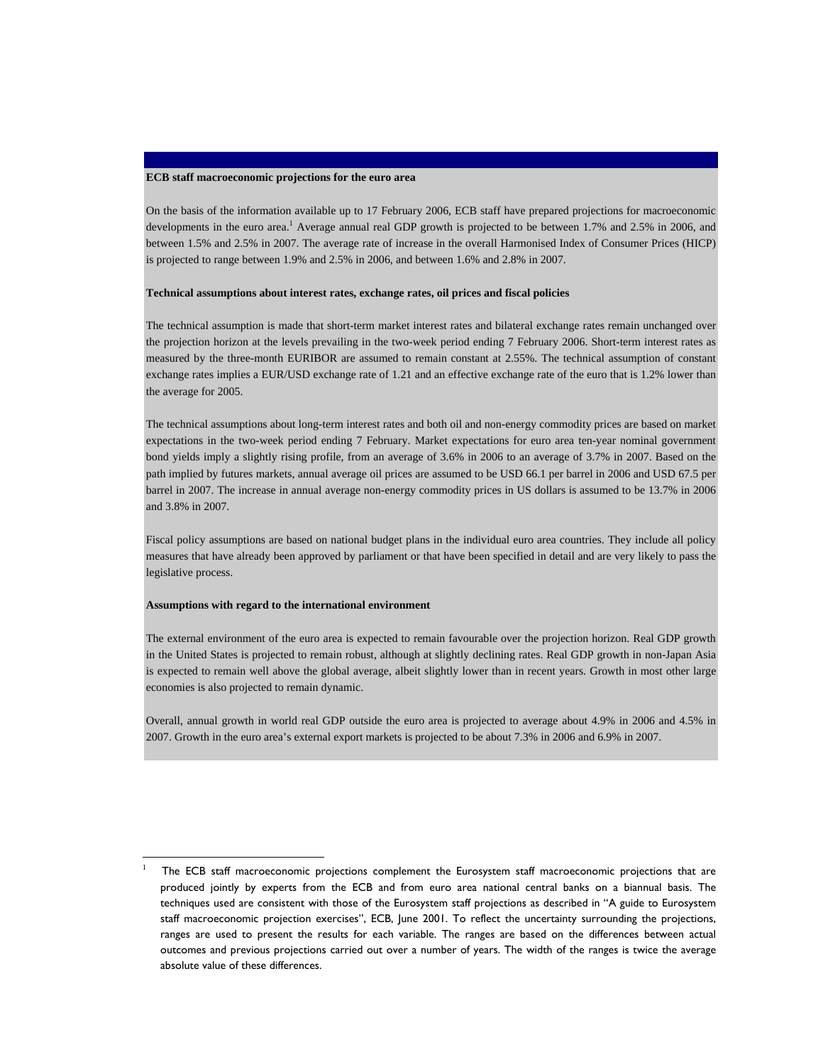## ECB staff macroeconomic projections for the euro area

On the basis of the information available up to 17 February 2006, ECB staff have prepared projections for macroeconomic developments in the euro area.[1] Average annual real GDP growth is projected to be between 1.7% and 2.5% in 2006, and between 1.5% and 2.5% in 2007. The average rate of increase in the overall Harmonised Index of Consumer Prices (HICP) is projected to range between 1.9% and 2.5% in 2006, and between 1.6% and 2.8% in 2007.

### Technical assumptions about interest rates, exchange rates, oil prices and fiscal policies

The technical assumption is made that short-term market interest rates and bilateral exchange rates remain unchanged over the projection horizon at the levels prevailing in the two-week period ending 7 February 2006. Short-term interest rates as measured by the three-month EURIBOR are assumed to remain constant at 2.55%. The technical assumption of constant exchange rates implies a EUR/USD exchange rate of 1.21 and an effective exchange rate of the euro that is 1.2% lower than the average for 2005.

The technical assumptions about long-term interest rates and both oil and non-energy commodity prices are based on market expectations in the two-week period ending 7 February. Market expectations for euro area ten-year nominal government bond yields imply a slightly rising profile, from an average of 3.6% in 2006 to an average of 3.7% in 2007. Based on the path implied by futures markets, annual average oil prices are assumed to be USD 66.1 per barrel in 2006 and USD 67.5 per barrel in 2007. The increase in annual average non-energy commodity prices in US dollars is assumed to be 13.7% in 2006 and 3.8% in 2007.

Fiscal policy assumptions are based on national budget plans in the individual euro area countries. They include all policy measures that have already been approved by parliament or that have been specified in detail and are very likely to pass the legislative process.

### Assumptions with regard to the international environment

The external environment of the euro area is expected to remain favourable over the projection horizon. Real GDP growth in the United States is projected to remain robust, although at slightly declining rates. Real GDP growth in non-Japan Asia is expected to remain well above the global average, albeit slightly lower than in recent years. Growth in most other large economies is also projected to remain dynamic.

Overall, annual growth in world real GDP outside the euro area is projected to average about 4.9% in 2006 and 4.5% in 2007. Growth in the euro area's external export markets is projected to be about 7.3% in 2006 and 6.9% in 2007.

---

[1] The ECB staff macroeconomic projections complement the Eurosystem staff macroeconomic projections that are produced jointly by experts from the ECB and from euro area national central banks on a biannual basis. The techniques used are consistent with those of the Eurosystem staff projections as described in "A guide to Eurosystem staff macroeconomic projection exercises", ECB, June 2001. To reflect the uncertainty surrounding the projections, ranges are used to present the results for each variable. The ranges are based on the differences between actual outcomes and previous projections carried out over a number of years. The width of the ranges is twice the average absolute value of these differences.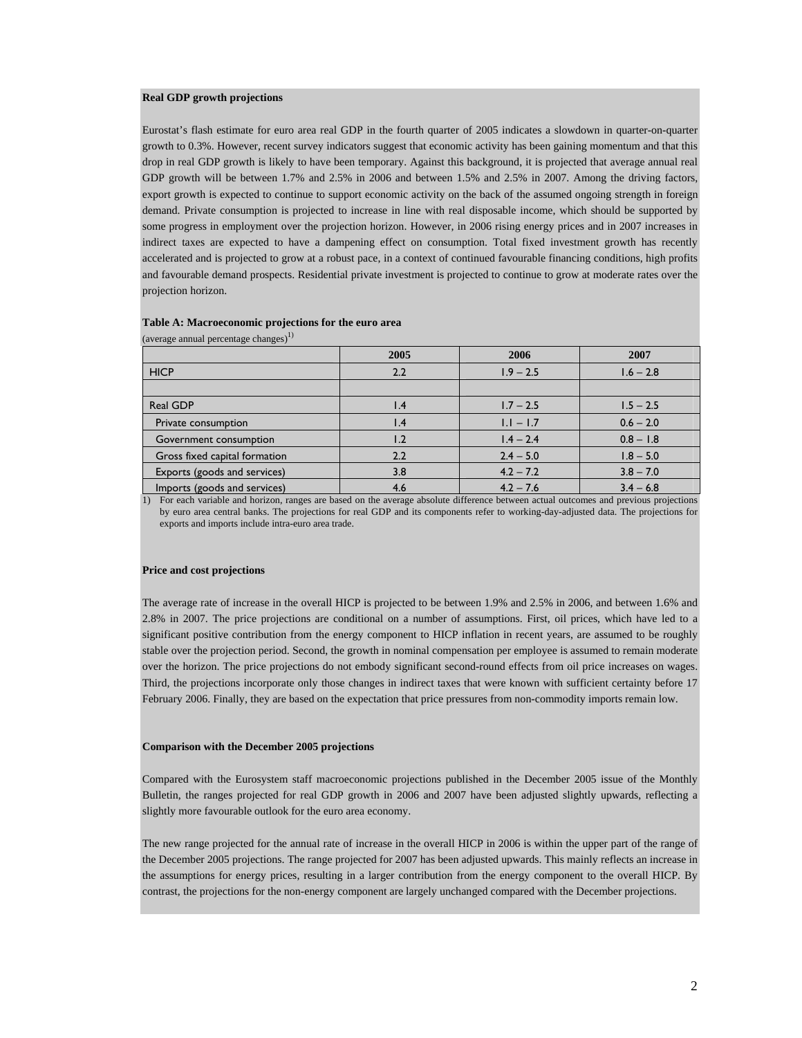**Real GDP growth projections**

Eurostat's flash estimate for euro area real GDP in the fourth quarter of 2005 indicates a slowdown in quarter-on-quarter growth to 0.3%. However, recent survey indicators suggest that economic activity has been gaining momentum and that this drop in real GDP growth is likely to have been temporary. Against this background, it is projected that average annual real GDP growth will be between 1.7% and 2.5% in 2006 and between 1.5% and 2.5% in 2007. Among the driving factors, export growth is expected to continue to support economic activity on the back of the assumed ongoing strength in foreign demand. Private consumption is projected to increase in line with real disposable income, which should be supported by some progress in employment over the projection horizon. However, in 2006 rising energy prices and in 2007 increases in indirect taxes are expected to have a dampening effect on consumption. Total fixed investment growth has recently accelerated and is projected to grow at a robust pace, in a context of continued favourable financing conditions, high profits and favourable demand prospects. Residential private investment is projected to continue to grow at moderate rates over the projection horizon.

**Table A: Macroeconomic projections for the euro area**

(average annual percentage changes)[1)]

| | 2005 | 2006 | 2007 |
|---|---|---|---|
| HICP | 2.2 | 1.9 – 2.5 | 1.6 – 2.8 |
| | | | |
| Real GDP | 1.4 | 1.7 – 2.5 | 1.5 – 2.5 |
| Private consumption | 1.4 | 1.1 – 1.7 | 0.6 – 2.0 |
| Government consumption | 1.2 | 1.4 – 2.4 | 0.8 – 1.8 |
| Gross fixed capital formation | 2.2 | 2.4 – 5.0 | 1.8 – 5.0 |
| Exports (goods and services) | 3.8 | 4.2 – 7.2 | 3.8 – 7.0 |
| Imports (goods and services) | 4.6 | 4.2 – 7.6 | 3.4 – 6.8 |

1) For each variable and horizon, ranges are based on the average absolute difference between actual outcomes and previous projections by euro area central banks. The projections for real GDP and its components refer to working-day-adjusted data. The projections for exports and imports include intra-euro area trade.

**Price and cost projections**

The average rate of increase in the overall HICP is projected to be between 1.9% and 2.5% in 2006, and between 1.6% and 2.8% in 2007. The price projections are conditional on a number of assumptions. First, oil prices, which have led to a significant positive contribution from the energy component to HICP inflation in recent years, are assumed to be roughly stable over the projection period. Second, the growth in nominal compensation per employee is assumed to remain moderate over the horizon. The price projections do not embody significant second-round effects from oil price increases on wages. Third, the projections incorporate only those changes in indirect taxes that were known with sufficient certainty before 17 February 2006. Finally, they are based on the expectation that price pressures from non-commodity imports remain low.

**Comparison with the December 2005 projections**

Compared with the Eurosystem staff macroeconomic projections published in the December 2005 issue of the Monthly Bulletin, the ranges projected for real GDP growth in 2006 and 2007 have been adjusted slightly upwards, reflecting a slightly more favourable outlook for the euro area economy.

The new range projected for the annual rate of increase in the overall HICP in 2006 is within the upper part of the range of the December 2005 projections. The range projected for 2007 has been adjusted upwards. This mainly reflects an increase in the assumptions for energy prices, resulting in a larger contribution from the energy component to the overall HICP. By contrast, the projections for the non-energy component are largely unchanged compared with the December projections.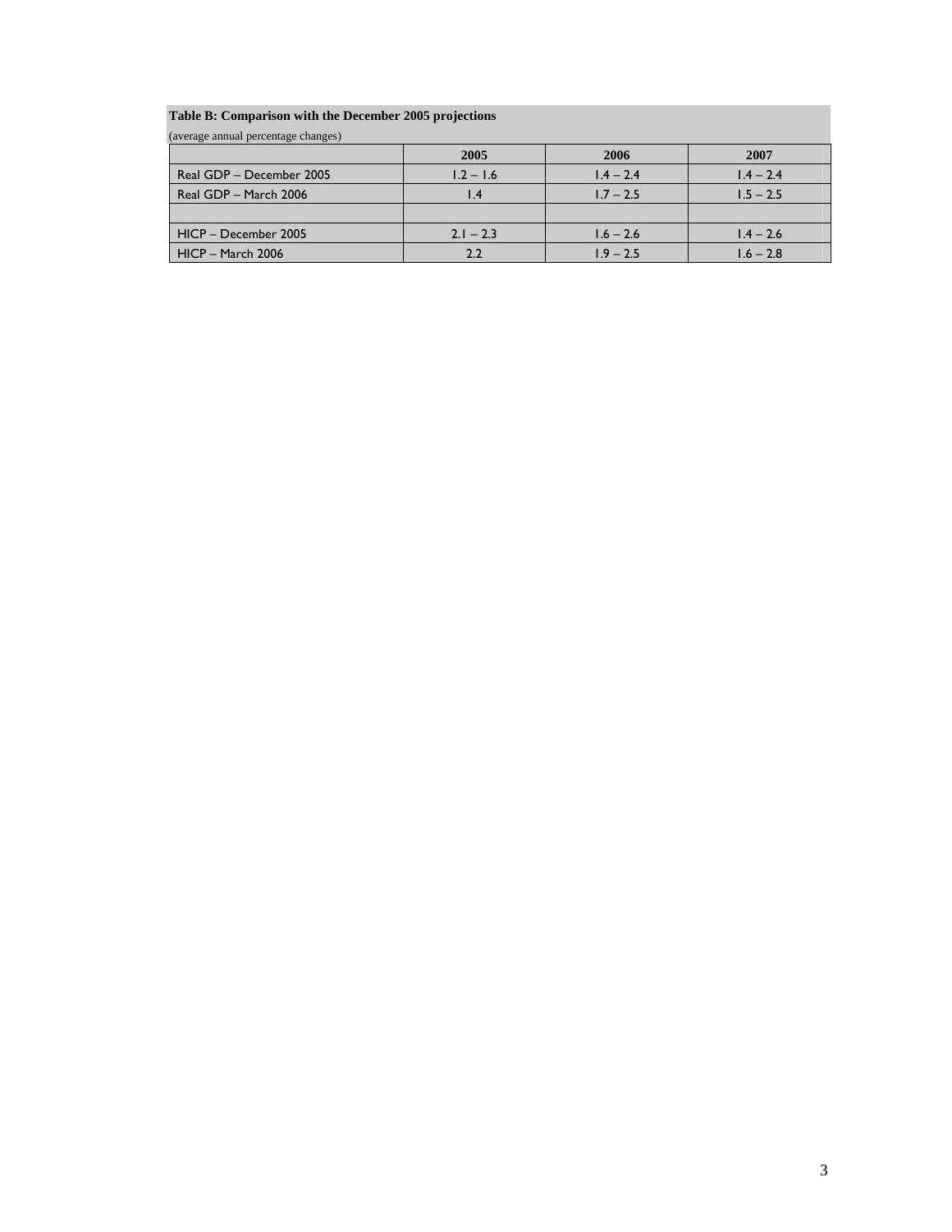**Table B: Comparison with the December 2005 projections**

(average annual percentage changes)

| | 2005 | 2006 | 2007 |
|---|---|---|---|
| Real GDP – December 2005 | 1.2 – 1.6 | 1.4 – 2.4 | 1.4 – 2.4 |
| Real GDP – March 2006 | 1.4 | 1.7 – 2.5 | 1.5 – 2.5 |
| | | | |
| HICP – December 2005 | 2.1 – 2.3 | 1.6 – 2.6 | 1.4 – 2.6 |
| HICP – March 2006 | 2.2 | 1.9 – 2.5 | 1.6 – 2.8 |